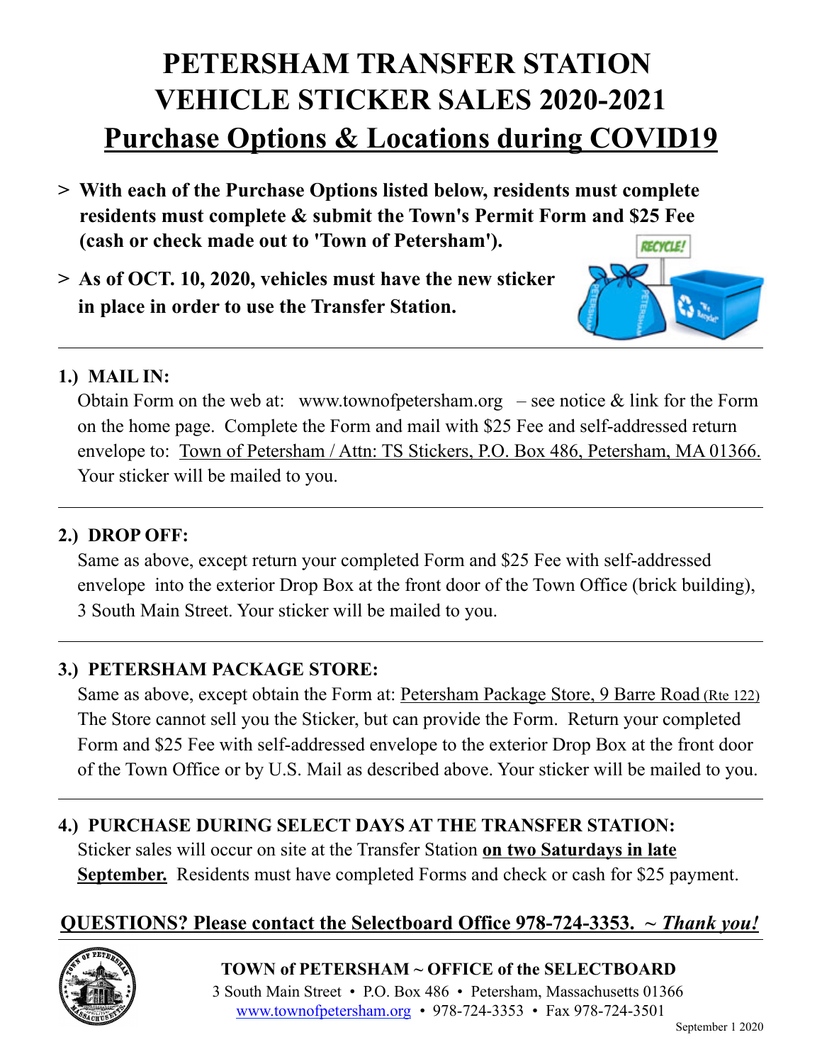# PETERSHAM TRANSFER STATION VEHICLE STICKER SALES 2020-2021

## Purchase Options & Locations during COVID19

> **With each of the Purchase Options listed below, residents must complete residents must complete & submit the Town's Permit Form and $25 Fee (cash or check made out to 'Town of Petersham').**

> **As of OCT. 10, 2020, vehicles must have the new sticker in place in order to use the Transfer Station.**

---

### 1.) MAIL IN:

Obtain Form on the web at: www.townofpetersham.org – see notice & link for the Form on the home page. Complete the Form and mail with $25 Fee and self-addressed return envelope to: Town of Petersham / Attn: TS Stickers, P.O. Box 486, Petersham, MA 01366. Your sticker will be mailed to you.

---

### 2.) DROP OFF:

Same as above, except return your completed Form and $25 Fee with self-addressed envelope into the exterior Drop Box at the front door of the Town Office (brick building), 3 South Main Street. Your sticker will be mailed to you.

---

### 3.) PETERSHAM PACKAGE STORE:

Same as above, except obtain the Form at: Petersham Package Store, 9 Barre Road (Rte 122) The Store cannot sell you the Sticker, but can provide the Form. Return your completed Form and $25 Fee with self-addressed envelope to the exterior Drop Box at the front door of the Town Office or by U.S. Mail as described above. Your sticker will be mailed to you.

---

### 4.) PURCHASE DURING SELECT DAYS AT THE TRANSFER STATION:

Sticker sales will occur on site at the Transfer Station **on two Saturdays in late September.** Residents must have completed Forms and check or cash for $25 payment.

**QUESTIONS? Please contact the Selectboard Office 978-724-3353. ~ *Thank you!***

---

**TOWN of PETERSHAM ~ OFFICE of the SELECTBOARD**

3 South Main Street • P.O. Box 486 • Petersham, Massachusetts 01366

www.townofpetersham.org • 978-724-3353 • Fax 978-724-3501

September 1 2020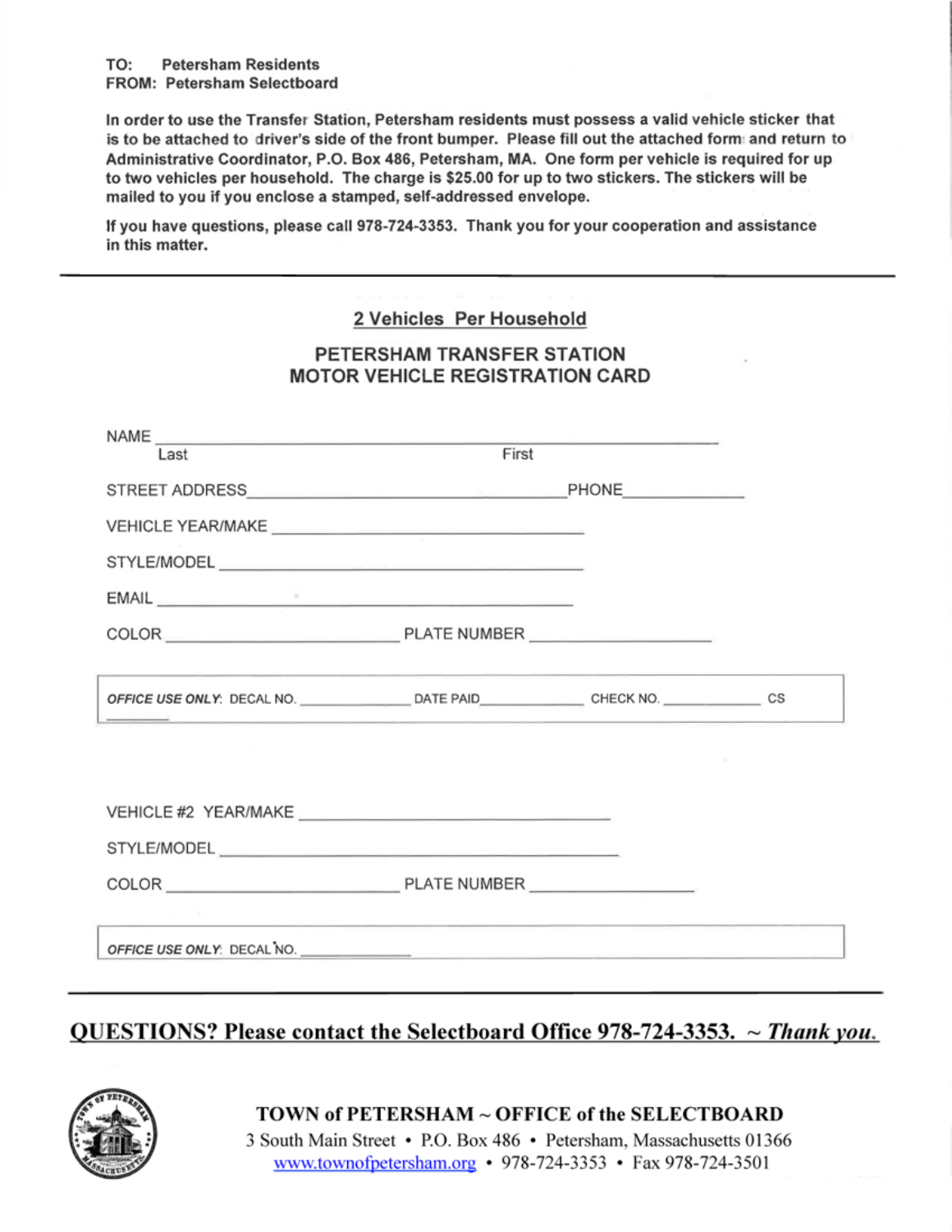**TO: Petersham Residents**
**FROM: Petersham Selectboard**

**In order to use the Transfer Station, Petersham residents must possess a valid vehicle sticker that is to be attached to driver's side of the front bumper. Please fill out the attached form and return to Administrative Coordinator, P.O. Box 486, Petersham, MA. One form per vehicle is required for up to two vehicles per household. The charge is $25.00 for up to two stickers. The stickers will be mailed to you if you enclose a stamped, self-addressed envelope.**

**If you have questions, please call 978-724-3353. Thank you for your cooperation and assistance in this matter.**

---

## 2 Vehicles Per Household

## PETERSHAM TRANSFER STATION
## MOTOR VEHICLE REGISTRATION CARD

NAME ______________________________________________
Last First

STREET ADDRESS ______________________________ PHONE ____________

VEHICLE YEAR/MAKE ______________________________

STYLE/MODEL ______________________________

EMAIL ______________________________

COLOR ____________________ PLATE NUMBER ________________

*OFFICE USE ONLY:* DECAL NO. __________ DATE PAID __________ CHECK NO. __________ CS ______

VEHICLE #2 YEAR/MAKE ______________________________

STYLE/MODEL ______________________________

COLOR ____________________ PLATE NUMBER ________________

*OFFICE USE ONLY:* DECAL NO. __________

---

**QUESTIONS? Please contact the Selectboard Office 978-724-3353. ~ *Thank you.***

**TOWN of PETERSHAM ~ OFFICE of the SELECTBOARD**
3 South Main Street • P.O. Box 486 • Petersham, Massachusetts 01366
www.townofpetersham.org • 978-724-3353 • Fax 978-724-3501